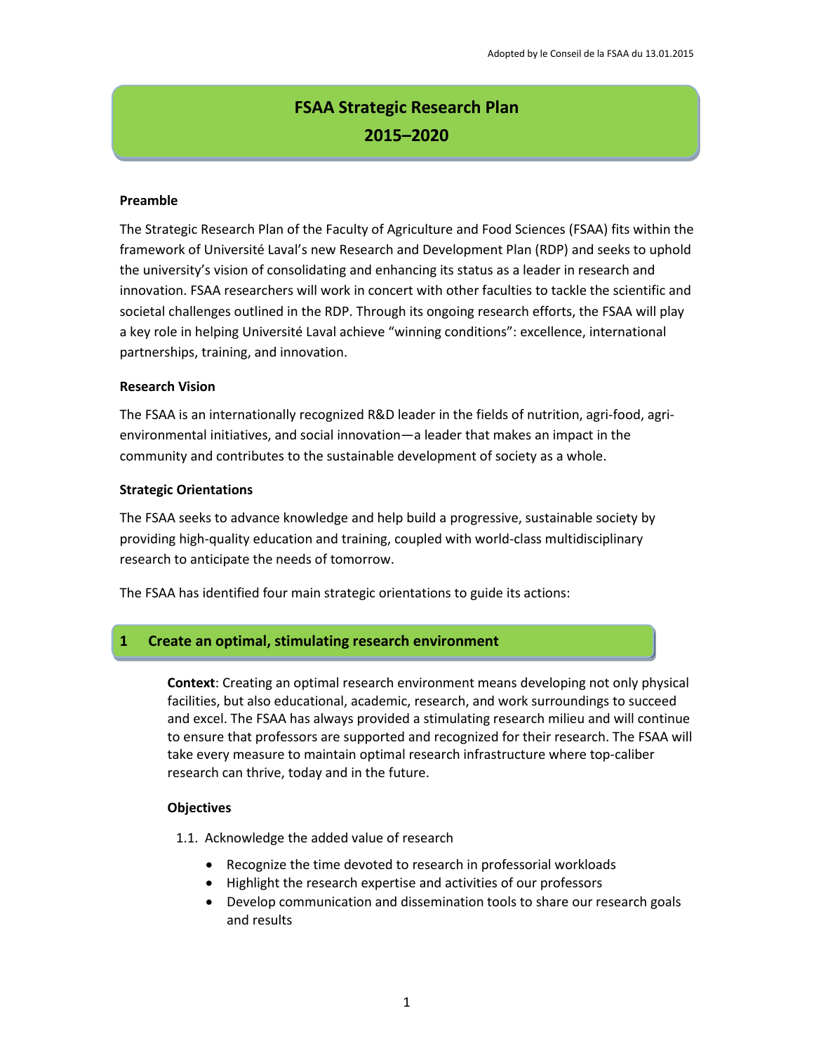Adopted by le Conseil de la FSAA du 13.01.2015

# FSAA Strategic Research Plan 2015–2020

**Preamble**

The Strategic Research Plan of the Faculty of Agriculture and Food Sciences (FSAA) fits within the framework of Université Laval's new Research and Development Plan (RDP) and seeks to uphold the university's vision of consolidating and enhancing its status as a leader in research and innovation. FSAA researchers will work in concert with other faculties to tackle the scientific and societal challenges outlined in the RDP. Through its ongoing research efforts, the FSAA will play a key role in helping Université Laval achieve "winning conditions": excellence, international partnerships, training, and innovation.

**Research Vision**

The FSAA is an internationally recognized R&D leader in the fields of nutrition, agri-food, agri-environmental initiatives, and social innovation—a leader that makes an impact in the community and contributes to the sustainable development of society as a whole.

**Strategic Orientations**

The FSAA seeks to advance knowledge and help build a progressive, sustainable society by providing high-quality education and training, coupled with world-class multidisciplinary research to anticipate the needs of tomorrow.

The FSAA has identified four main strategic orientations to guide its actions:

## 1 Create an optimal, stimulating research environment

**Context**: Creating an optimal research environment means developing not only physical facilities, but also educational, academic, research, and work surroundings to succeed and excel. The FSAA has always provided a stimulating research milieu and will continue to ensure that professors are supported and recognized for their research. The FSAA will take every measure to maintain optimal research infrastructure where top-caliber research can thrive, today and in the future.

**Objectives**

1.1. Acknowledge the added value of research

- Recognize the time devoted to research in professorial workloads
- Highlight the research expertise and activities of our professors
- Develop communication and dissemination tools to share our research goals and results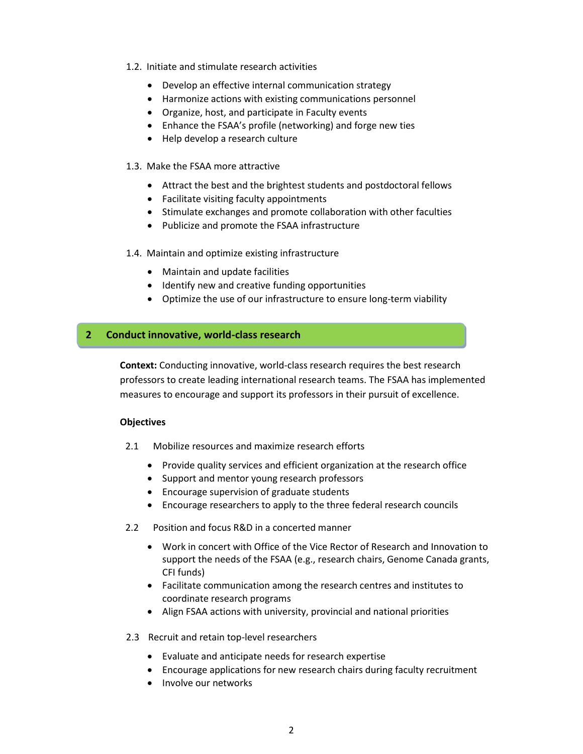1.2. Initiate and stimulate research activities

- Develop an effective internal communication strategy
- Harmonize actions with existing communications personnel
- Organize, host, and participate in Faculty events
- Enhance the FSAA's profile (networking) and forge new ties
- Help develop a research culture

1.3. Make the FSAA more attractive

- Attract the best and the brightest students and postdoctoral fellows
- Facilitate visiting faculty appointments
- Stimulate exchanges and promote collaboration with other faculties
- Publicize and promote the FSAA infrastructure

1.4. Maintain and optimize existing infrastructure

- Maintain and update facilities
- Identify new and creative funding opportunities
- Optimize the use of our infrastructure to ensure long-term viability

## 2 Conduct innovative, world-class research

**Context:** Conducting innovative, world-class research requires the best research professors to create leading international research teams. The FSAA has implemented measures to encourage and support its professors in their pursuit of excellence.

**Objectives**

2.1 Mobilize resources and maximize research efforts

- Provide quality services and efficient organization at the research office
- Support and mentor young research professors
- Encourage supervision of graduate students
- Encourage researchers to apply to the three federal research councils

2.2 Position and focus R&D in a concerted manner

- Work in concert with Office of the Vice Rector of Research and Innovation to support the needs of the FSAA (e.g., research chairs, Genome Canada grants, CFI funds)
- Facilitate communication among the research centres and institutes to coordinate research programs
- Align FSAA actions with university, provincial and national priorities

2.3 Recruit and retain top-level researchers

- Evaluate and anticipate needs for research expertise
- Encourage applications for new research chairs during faculty recruitment
- Involve our networks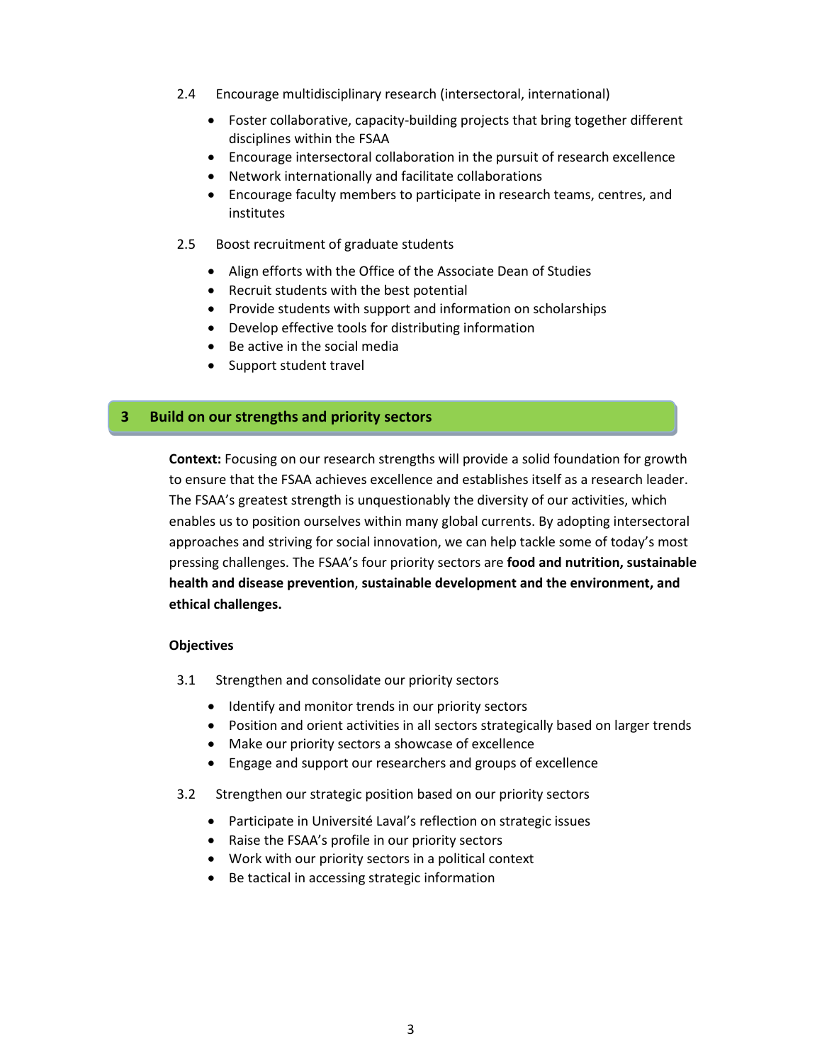2.4 Encourage multidisciplinary research (intersectoral, international)

- Foster collaborative, capacity-building projects that bring together different disciplines within the FSAA
- Encourage intersectoral collaboration in the pursuit of research excellence
- Network internationally and facilitate collaborations
- Encourage faculty members to participate in research teams, centres, and institutes

2.5 Boost recruitment of graduate students

- Align efforts with the Office of the Associate Dean of Studies
- Recruit students with the best potential
- Provide students with support and information on scholarships
- Develop effective tools for distributing information
- Be active in the social media
- Support student travel

## 3 Build on our strengths and priority sectors

**Context:** Focusing on our research strengths will provide a solid foundation for growth to ensure that the FSAA achieves excellence and establishes itself as a research leader. The FSAA's greatest strength is unquestionably the diversity of our activities, which enables us to position ourselves within many global currents. By adopting intersectoral approaches and striving for social innovation, we can help tackle some of today's most pressing challenges. The FSAA's four priority sectors are **food and nutrition, sustainable health and disease prevention**, **sustainable development and the environment, and ethical challenges.**

**Objectives**

3.1 Strengthen and consolidate our priority sectors

- Identify and monitor trends in our priority sectors
- Position and orient activities in all sectors strategically based on larger trends
- Make our priority sectors a showcase of excellence
- Engage and support our researchers and groups of excellence

3.2 Strengthen our strategic position based on our priority sectors

- Participate in Université Laval's reflection on strategic issues
- Raise the FSAA's profile in our priority sectors
- Work with our priority sectors in a political context
- Be tactical in accessing strategic information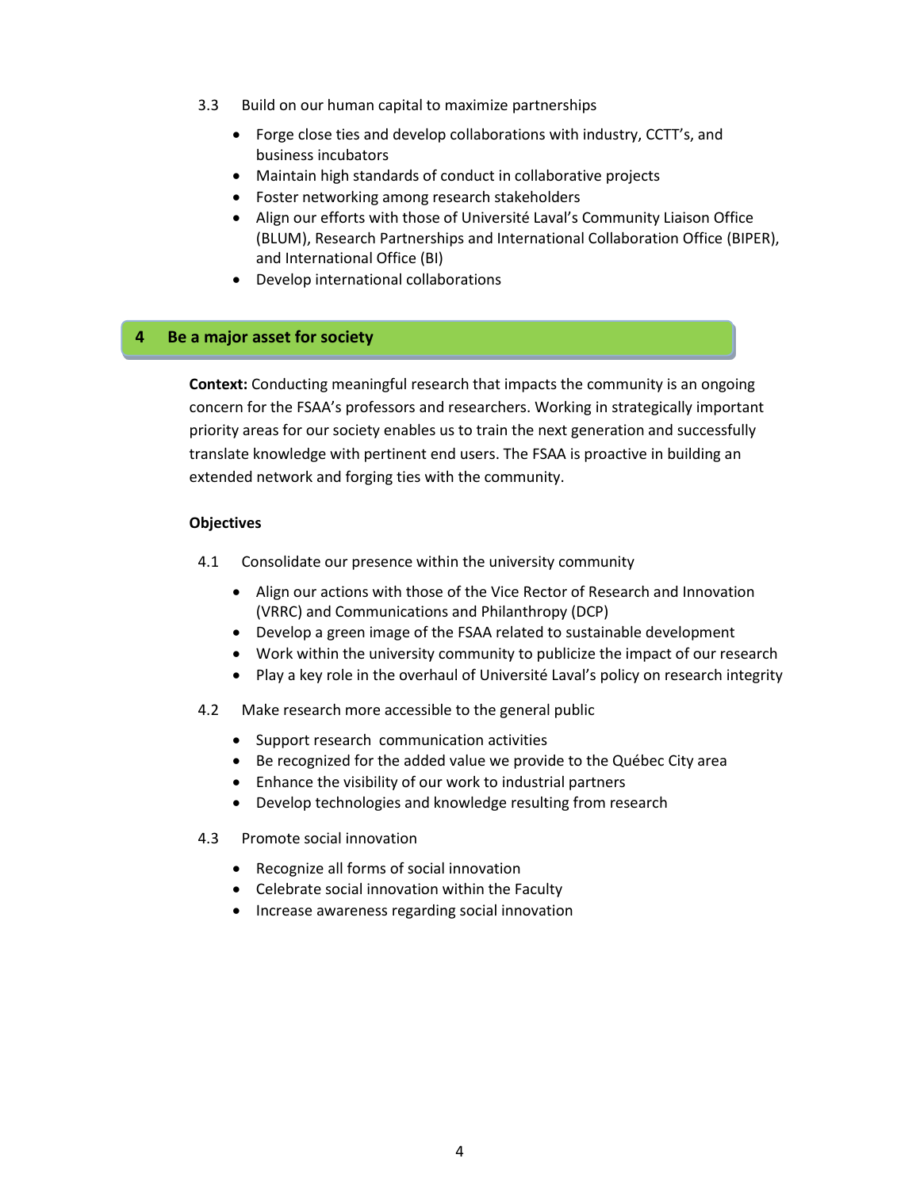3.3 Build on our human capital to maximize partnerships

- Forge close ties and develop collaborations with industry, CCTT's, and business incubators
- Maintain high standards of conduct in collaborative projects
- Foster networking among research stakeholders
- Align our efforts with those of Université Laval's Community Liaison Office (BLUM), Research Partnerships and International Collaboration Office (BIPER), and International Office (BI)
- Develop international collaborations

## 4 Be a major asset for society

**Context:** Conducting meaningful research that impacts the community is an ongoing concern for the FSAA's professors and researchers. Working in strategically important priority areas for our society enables us to train the next generation and successfully translate knowledge with pertinent end users. The FSAA is proactive in building an extended network and forging ties with the community.

**Objectives**

4.1 Consolidate our presence within the university community

- Align our actions with those of the Vice Rector of Research and Innovation (VRRC) and Communications and Philanthropy (DCP)
- Develop a green image of the FSAA related to sustainable development
- Work within the university community to publicize the impact of our research
- Play a key role in the overhaul of Université Laval's policy on research integrity

4.2 Make research more accessible to the general public

- Support research communication activities
- Be recognized for the added value we provide to the Québec City area
- Enhance the visibility of our work to industrial partners
- Develop technologies and knowledge resulting from research

4.3 Promote social innovation

- Recognize all forms of social innovation
- Celebrate social innovation within the Faculty
- Increase awareness regarding social innovation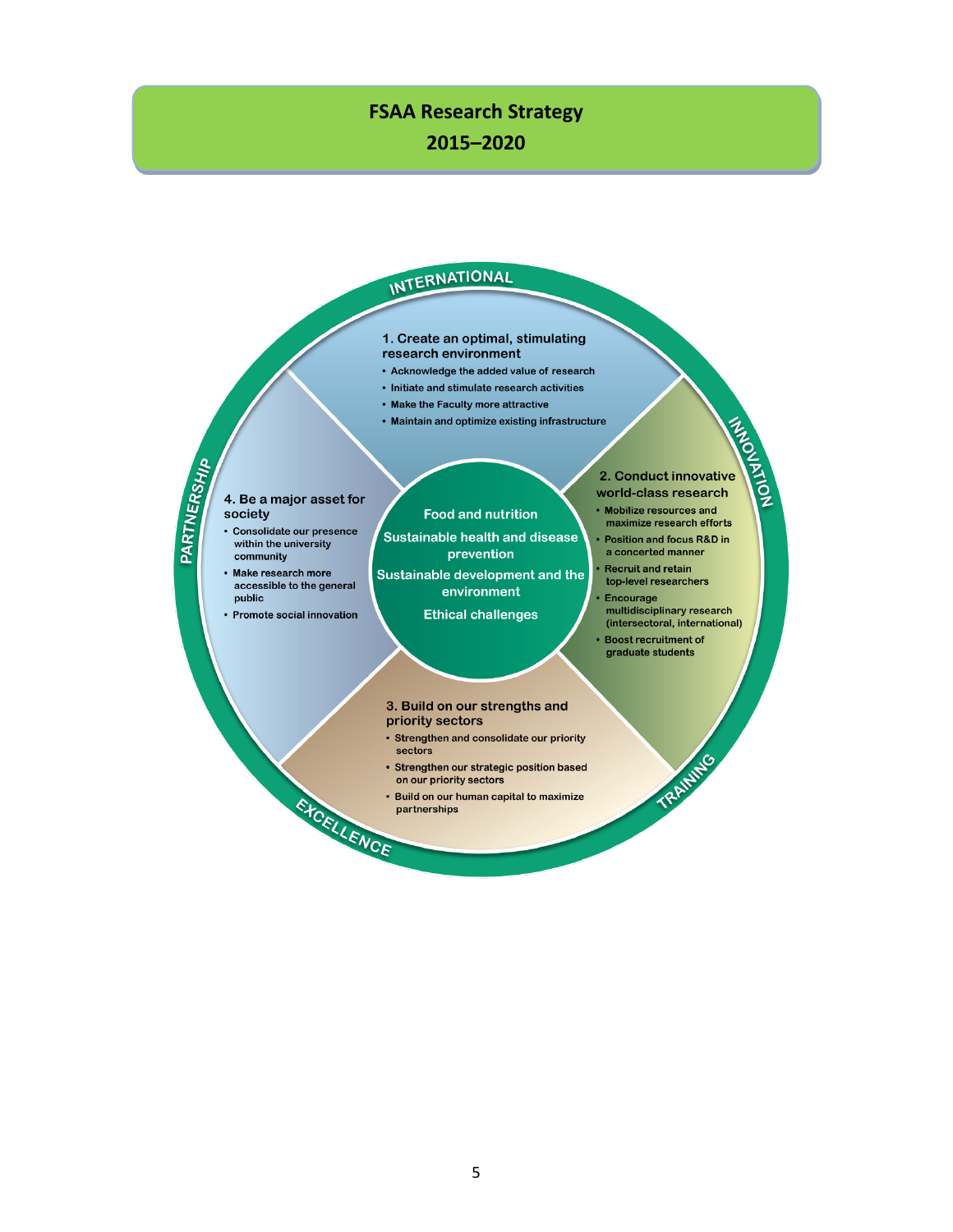# FSAA Research Strategy 2015–2020

INTERNATIONAL

INNOVATION

TRAINING

EXCELLENCE

PARTNERSHIP

**1. Create an optimal, stimulating research environment**

- Acknowledge the added value of research
- Initiate and stimulate research activities
- Make the Faculty more attractive
- Maintain and optimize existing infrastructure

**2. Conduct innovative world-class research**

- Mobilize resources and maximize research efforts
- Position and focus R&D in a concerted manner
- Recruit and retain top-level researchers
- Encourage multidisciplinary research (intersectoral, international)
- Boost recruitment of graduate students

**3. Build on our strengths and priority sectors**

- Strengthen and consolidate our priority sectors
- Strengthen our strategic position based on our priority sectors
- Build on our human capital to maximize partnerships

**4. Be a major asset for society**

- Consolidate our presence within the university community
- Make research more accessible to the general public
- Promote social innovation

Food and nutrition

Sustainable health and disease prevention

Sustainable development and the environment

Ethical challenges